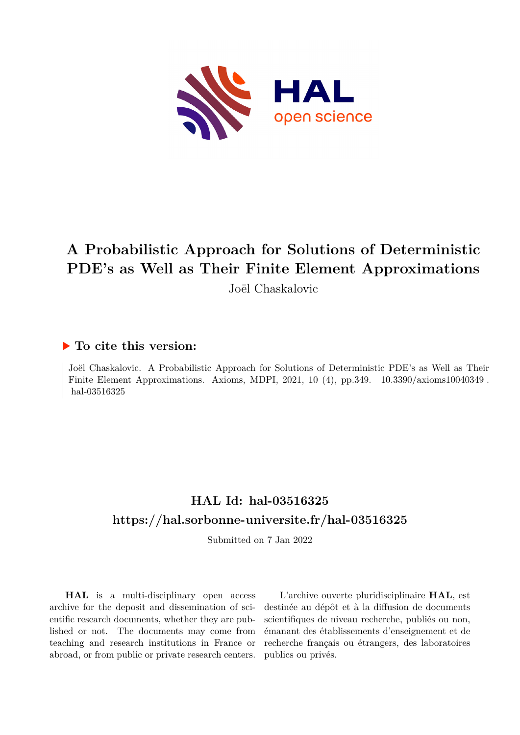# A Probabilistic Approach for Solutions of Deterministic PDE's as Well as Their Finite Element Approximations

Joël Chaskalovic

## ▶ To cite this version:

Joël Chaskalovic. A Probabilistic Approach for Solutions of Deterministic PDE's as Well as Their Finite Element Approximations. Axioms, MDPI, 2021, 10 (4), pp.349. 10.3390/axioms10040349 . hal-03516325

## HAL Id: hal-03516325

## https://hal.sorbonne-universite.fr/hal-03516325

Submitted on 7 Jan 2022

**HAL** is a multi-disciplinary open access archive for the deposit and dissemination of scientific research documents, whether they are published or not. The documents may come from teaching and research institutions in France or abroad, or from public or private research centers.

L'archive ouverte pluridisciplinaire **HAL**, est destinée au dépôt et à la diffusion de documents scientifiques de niveau recherche, publiés ou non, émanant des établissements d'enseignement et de recherche français ou étrangers, des laboratoires publics ou privés.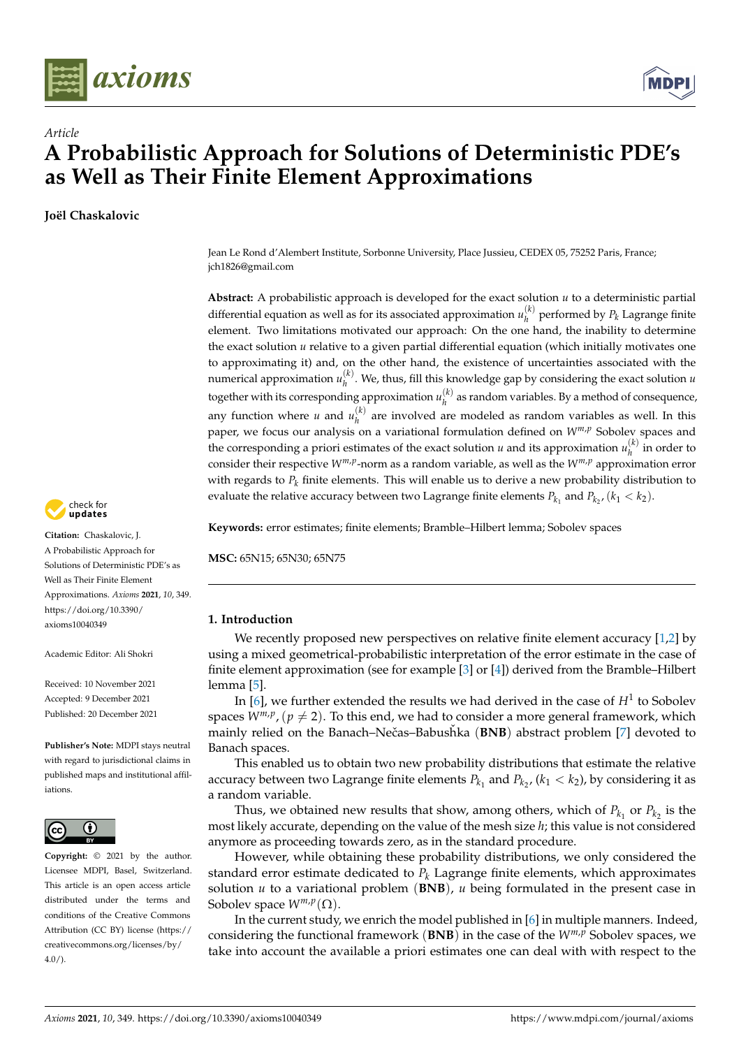Article

# A Probabilistic Approach for Solutions of Deterministic PDE's as Well as Their Finite Element Approximations

**Joël Chaskalovic**

Jean Le Rond d'Alembert Institute, Sorbonne University, Place Jussieu, CEDEX 05, 75252 Paris, France; jch1826@gmail.com

**Abstract:** A probabilistic approach is developed for the exact solution $u$ to a deterministic partial differential equation as well as for its associated approximation $u_h^{(k)}$ performed by $P_k$ Lagrange finite element. Two limitations motivated our approach: On the one hand, the inability to determine the exact solution $u$ relative to a given partial differential equation (which initially motivates one to approximating it) and, on the other hand, the existence of uncertainties associated with the numerical approximation $u_h^{(k)}$. We, thus, fill this knowledge gap by considering the exact solution $u$ together with its corresponding approximation $u_h^{(k)}$ as random variables. By a method of consequence, any function where $u$ and $u_h^{(k)}$ are involved are modeled as random variables as well. In this paper, we focus our analysis on a variational formulation defined on $W^{m,p}$ Sobolev spaces and the corresponding a priori estimates of the exact solution $u$ and its approximation $u_h^{(k)}$ in order to consider their respective $W^{m,p}$-norm as a random variable, as well as the $W^{m,p}$ approximation error with regards to $P_k$ finite elements. This will enable us to derive a new probability distribution to evaluate the relative accuracy between two Lagrange finite elements $P_{k_1}$ and $P_{k_2}$, $(k_1 < k_2)$.

**Keywords:** error estimates; finite elements; Bramble–Hilbert lemma; Sobolev spaces

**MSC:** 65N15; 65N30; 65N75

**Citation:** Chaskalovic, J. A Probabilistic Approach for Solutions of Deterministic PDE's as Well as Their Finite Element Approximations. *Axioms* **2021**, *10*, 349. https://doi.org/10.3390/axioms10040349

Academic Editor: Ali Shokri

Received: 10 November 2021
Accepted: 9 December 2021
Published: 20 December 2021

**Publisher's Note:** MDPI stays neutral with regard to jurisdictional claims in published maps and institutional affiliations.

**Copyright:** © 2021 by the author. Licensee MDPI, Basel, Switzerland. This article is an open access article distributed under the terms and conditions of the Creative Commons Attribution (CC BY) license (https://creativecommons.org/licenses/by/4.0/).

## 1. Introduction

We recently proposed new perspectives on relative finite element accuracy [1,2] by using a mixed geometrical-probabilistic interpretation of the error estimate in the case of finite element approximation (see for example [3] or [4]) derived from the Bramble–Hilbert lemma [5].

In [6], we further extended the results we had derived in the case of $H^1$ to Sobolev spaces $W^{m,p}$, $(p \neq 2)$. To this end, we had to consider a more general framework, which mainly relied on the Banach–Nečas–Babuška (**BNB**) abstract problem [7] devoted to Banach spaces.

This enabled us to obtain two new probability distributions that estimate the relative accuracy between two Lagrange finite elements $P_{k_1}$ and $P_{k_2}$, $(k_1 < k_2)$, by considering it as a random variable.

Thus, we obtained new results that show, among others, which of $P_{k_1}$ or $P_{k_2}$ is the most likely accurate, depending on the value of the mesh size $h$; this value is not considered anymore as proceeding towards zero, as in the standard procedure.

However, while obtaining these probability distributions, we only considered the standard error estimate dedicated to $P_k$ Lagrange finite elements, which approximates solution $u$ to a variational problem (**BNB**), $u$ being formulated in the present case in Sobolev space $W^{m,p}(\Omega)$.

In the current study, we enrich the model published in [6] in multiple manners. Indeed, considering the functional framework (**BNB**) in the case of the $W^{m,p}$ Sobolev spaces, we take into account the available a priori estimates one can deal with with respect to the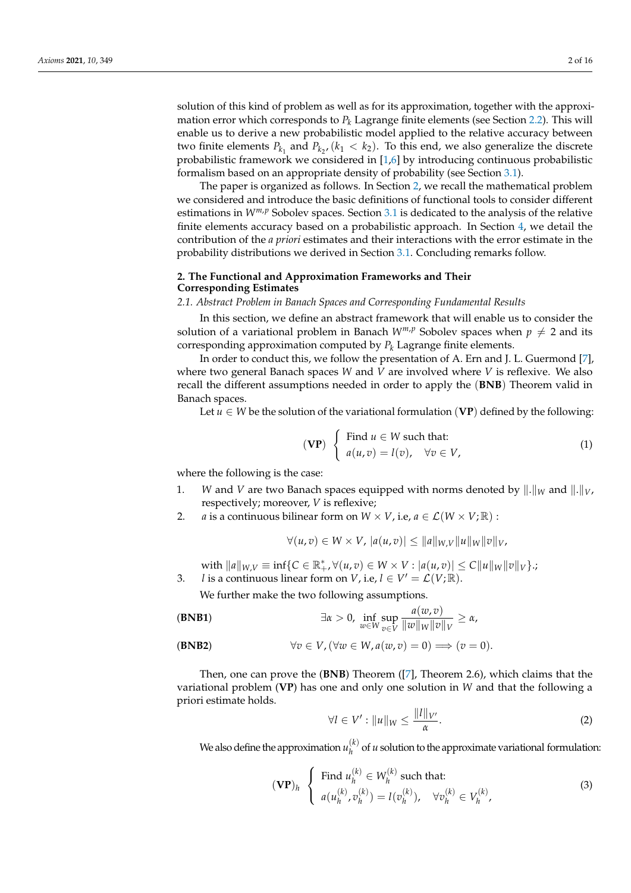solution of this kind of problem as well as for its approximation, together with the approximation error which corresponds to $P_k$ Lagrange finite elements (see Section 2.2). This will enable us to derive a new probabilistic model applied to the relative accuracy between two finite elements $P_{k_1}$ and $P_{k_2}$, $(k_1 < k_2)$. To this end, we also generalize the discrete probabilistic framework we considered in [1,6] by introducing continuous probabilistic formalism based on an appropriate density of probability (see Section 3.1).

The paper is organized as follows. In Section 2, we recall the mathematical problem we considered and introduce the basic definitions of functional tools to consider different estimations in $W^{m,p}$ Sobolev spaces. Section 3.1 is dedicated to the analysis of the relative finite elements accuracy based on a probabilistic approach. In Section 4, we detail the contribution of the *a priori* estimates and their interactions with the error estimate in the probability distributions we derived in Section 3.1. Concluding remarks follow.

## 2. The Functional and Approximation Frameworks and Their Corresponding Estimates

### 2.1. Abstract Problem in Banach Spaces and Corresponding Fundamental Results

In this section, we define an abstract framework that will enable us to consider the solution of a variational problem in Banach $W^{m,p}$ Sobolev spaces when $p \neq 2$ and its corresponding approximation computed by $P_k$ Lagrange finite elements.

In order to conduct this, we follow the presentation of A. Ern and J. L. Guermond [7], where two general Banach spaces $W$ and $V$ are involved where $V$ is reflexive. We also recall the different assumptions needed in order to apply the (**BNB**) Theorem valid in Banach spaces.

Let $u \in W$ be the solution of the variational formulation (**VP**) defined by the following:

$$(\mathbf{VP}) \quad \begin{cases} \text{Find } u \in W \text{ such that:} \\ a(u,v) = l(v), \quad \forall v \in V, \end{cases} \tag{1}$$

where the following is the case:

1. $W$ and $V$ are two Banach spaces equipped with norms denoted by $\|.\|_W$ and $\|.\|_V$, respectively; moreover, $V$ is reflexive;
2. $a$ is a continuous bilinear form on $W \times V$, i.e, $a \in \mathcal{L}(W \times V; \mathbb{R})$ :

$$\forall (u,v) \in W \times V,\ |a(u,v)| \leq \|a\|_{W,V} \|u\|_W \|v\|_V,$$

with $\|a\|_{W,V} \equiv \inf\{C \in \mathbb{R}_+^*, \forall (u,v) \in W \times V : |a(u,v)| \leq C\|u\|_W \|v\|_V\}$.;

3. $l$ is a continuous linear form on $V$, i.e, $l \in V' = \mathcal{L}(V;\mathbb{R})$.

We further make the two following assumptions.

$$(\mathbf{BNB1}) \qquad \exists \alpha > 0,\ \inf_{w \in W} \sup_{v \in V} \frac{a(w,v)}{\|w\|_W \|v\|_V} \geq \alpha,$$

$$(\mathbf{BNB2}) \qquad \forall v \in V, (\forall w \in W, a(w,v) = 0) \Longrightarrow (v = 0).$$

Then, one can prove the (**BNB**) Theorem ([7], Theorem 2.6), which claims that the variational problem (**VP**) has one and only one solution in $W$ and that the following a priori estimate holds.

$$\forall l \in V' : \|u\|_W \leq \frac{\|l\|_{V'}}{\alpha}. \tag{2}$$

We also define the approximation $u_h^{(k)}$ of $u$ solution to the approximate variational formulation:

$$(\mathbf{VP})_h \quad \begin{cases} \text{Find } u_h^{(k)} \in W_h^{(k)} \text{ such that:} \\ a(u_h^{(k)}, v_h^{(k)}) = l(v_h^{(k)}), \quad \forall v_h^{(k)} \in V_h^{(k)}, \end{cases} \tag{3}$$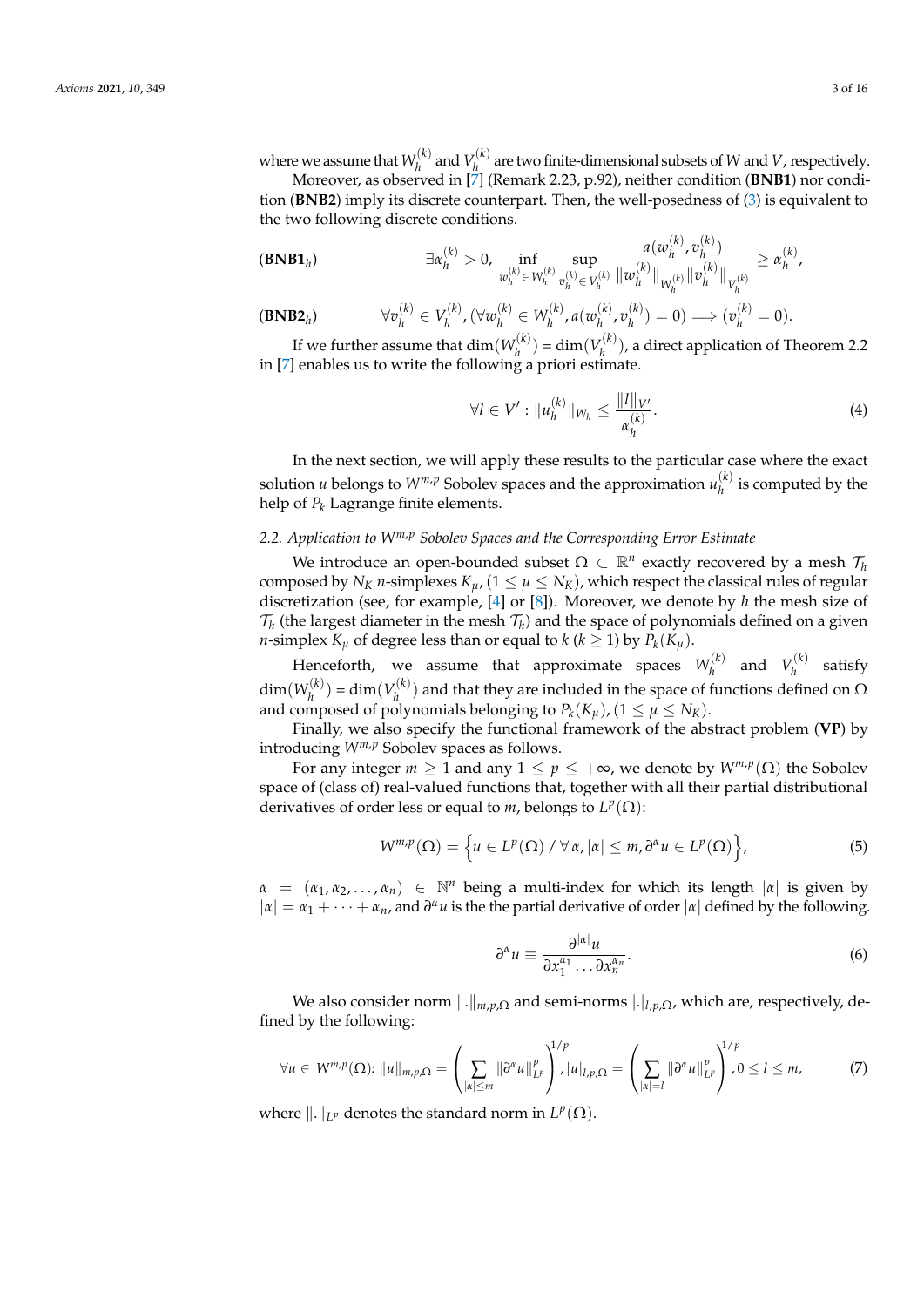where we assume that $W_h^{(k)}$ and $V_h^{(k)}$ are two finite-dimensional subsets of $W$ and $V$, respectively.

Moreover, as observed in [7] (Remark 2.23, p.92), neither condition (**BNB1**) nor condition (**BNB2**) imply its discrete counterpart. Then, the well-posedness of (3) is equivalent to the two following discrete conditions.

$$(\textbf{BNB1}_h) \qquad \exists \alpha_h^{(k)} > 0, \inf_{w_h^{(k)} \in W_h^{(k)}} \sup_{v_h^{(k)} \in V_h^{(k)}} \frac{a(w_h^{(k)}, v_h^{(k)})}{\|w_h^{(k)}\|_{W_h^{(k)}} \|v_h^{(k)}\|_{V_h^{(k)}}} \geq \alpha_h^{(k)},$$

$$(\textbf{BNB2}_h) \qquad \forall v_h^{(k)} \in V_h^{(k)}, (\forall w_h^{(k)} \in W_h^{(k)}, a(w_h^{(k)}, v_h^{(k)}) = 0) \Longrightarrow (v_h^{(k)} = 0).$$

If we further assume that $\dim(W_h^{(k)}) = \dim(V_h^{(k)})$, a direct application of Theorem 2.2 in [7] enables us to write the following a priori estimate.

$$\forall l \in V' : \|u_h^{(k)}\|_{W_h} \leq \frac{\|l\|_{V'}}{\alpha_h^{(k)}}. \tag{4}$$

In the next section, we will apply these results to the particular case where the exact solution $u$ belongs to $W^{m,p}$ Sobolev spaces and the approximation $u_h^{(k)}$ is computed by the help of $P_k$ Lagrange finite elements.

### 2.2. Application to $W^{m,p}$ Sobolev Spaces and the Corresponding Error Estimate

We introduce an open-bounded subset $\Omega \subset \mathbb{R}^n$ exactly recovered by a mesh $\mathcal{T}_h$ composed by $N_K$ $n$-simplexes $K_\mu$, $(1 \leq \mu \leq N_K)$, which respect the classical rules of regular discretization (see, for example, [4] or [8]). Moreover, we denote by $h$ the mesh size of $\mathcal{T}_h$ (the largest diameter in the mesh $\mathcal{T}_h$) and the space of polynomials defined on a given $n$-simplex $K_\mu$ of degree less than or equal to $k$ ($k \geq 1$) by $P_k(K_\mu)$.

Henceforth, we assume that approximate spaces $W_h^{(k)}$ and $V_h^{(k)}$ satisfy $\dim(W_h^{(k)}) = \dim(V_h^{(k)})$ and that they are included in the space of functions defined on $\Omega$ and composed of polynomials belonging to $P_k(K_\mu)$, $(1 \leq \mu \leq N_K)$.

Finally, we also specify the functional framework of the abstract problem (**VP**) by introducing $W^{m,p}$ Sobolev spaces as follows.

For any integer $m \geq 1$ and any $1 \leq p \leq +\infty$, we denote by $W^{m,p}(\Omega)$ the Sobolev space of (class of) real-valued functions that, together with all their partial distributional derivatives of order less or equal to $m$, belongs to $L^p(\Omega)$:

$$W^{m,p}(\Omega) = \left\{ u \in L^p(\Omega) \;/\; \forall \alpha, |\alpha| \leq m, \partial^\alpha u \in L^p(\Omega) \right\}, \tag{5}$$

$\alpha = (\alpha_1, \alpha_2, \ldots, \alpha_n) \in \mathbb{N}^n$ being a multi-index for which its length $|\alpha|$ is given by $|\alpha| = \alpha_1 + \cdots + \alpha_n$, and $\partial^\alpha u$ is the the partial derivative of order $|\alpha|$ defined by the following.

$$\partial^\alpha u \equiv \frac{\partial^{|\alpha|} u}{\partial x_1^{\alpha_1} \ldots \partial x_n^{\alpha_n}}. \tag{6}$$

We also consider norm $\|.\|_{m,p,\Omega}$ and semi-norms $|.|_{l,p,\Omega}$, which are, respectively, defined by the following:

$$\forall u \in W^{m,p}(\Omega): \|u\|_{m,p,\Omega} = \left( \sum_{|\alpha| \leq m} \|\partial^\alpha u\|_{L^p}^p \right)^{1/p}, |u|_{l,p,\Omega} = \left( \sum_{|\alpha| = l} \|\partial^\alpha u\|_{L^p}^p \right)^{1/p}, 0 \leq l \leq m, \tag{7}$$

where $\|.\|_{L^p}$ denotes the standard norm in $L^p(\Omega)$.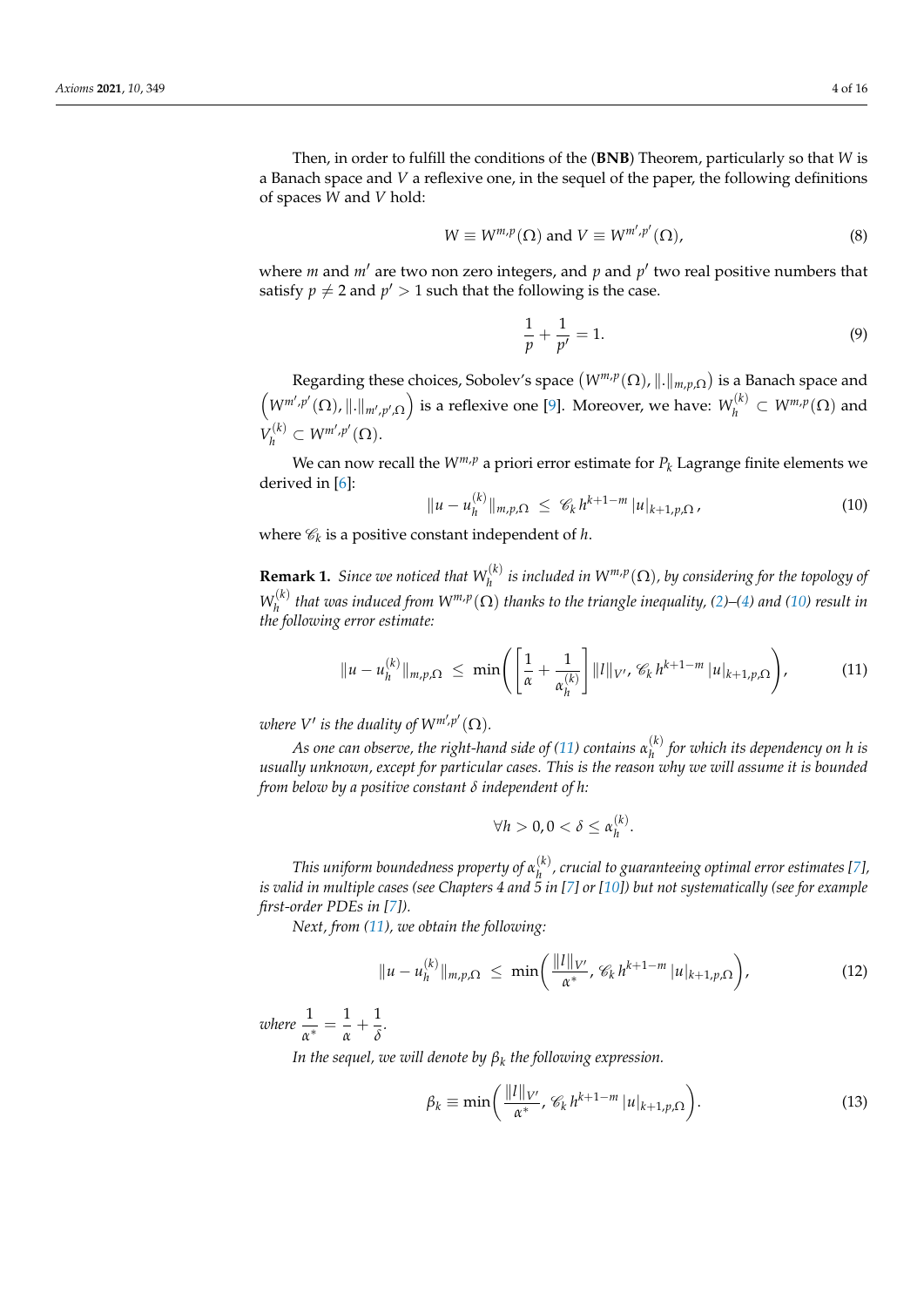Then, in order to fulfill the conditions of the (**BNB**) Theorem, particularly so that $W$ is a Banach space and $V$ a reflexive one, in the sequel of the paper, the following definitions of spaces $W$ and $V$ hold:

$$W \equiv W^{m,p}(\Omega) \text{ and } V \equiv W^{m',p'}(\Omega), \tag{8}$$

where $m$ and $m'$ are two non zero integers, and $p$ and $p'$ two real positive numbers that satisfy $p \neq 2$ and $p' > 1$ such that the following is the case.

$$\frac{1}{p} + \frac{1}{p'} = 1. \tag{9}$$

Regarding these choices, Sobolev's space $\left(W^{m,p}(\Omega), \|.\|_{m,p,\Omega}\right)$ is a Banach space and $\left(W^{m',p'}(\Omega), \|.\|_{m',p',\Omega}\right)$ is a reflexive one [9]. Moreover, we have: $W_h^{(k)} \subset W^{m,p}(\Omega)$ and $V_h^{(k)} \subset W^{m',p'}(\Omega)$.

We can now recall the $W^{m,p}$ a priori error estimate for $P_k$ Lagrange finite elements we derived in [6]:

$$\|u - u_h^{(k)}\|_{m,p,\Omega} \;\leq\; \mathscr{C}_k\, h^{k+1-m}\, |u|_{k+1,p,\Omega}\,, \tag{10}$$

where $\mathscr{C}_k$ is a positive constant independent of $h$.

**Remark 1.** *Since we noticed that $W_h^{(k)}$ is included in $W^{m,p}(\Omega)$, by considering for the topology of $W_h^{(k)}$ that was induced from $W^{m,p}(\Omega)$ thanks to the triangle inequality, (2)–(4) and (10) result in the following error estimate:*

$$\|u - u_h^{(k)}\|_{m,p,\Omega} \;\leq\; \min\!\left( \left[\frac{1}{\alpha} + \frac{1}{\alpha_h^{(k)}}\right] \|l\|_{V'},\, \mathscr{C}_k\, h^{k+1-m}\, |u|_{k+1,p,\Omega} \right), \tag{11}$$

*where $V'$ is the duality of $W^{m',p'}(\Omega)$.*

*As one can observe, the right-hand side of (11) contains $\alpha_h^{(k)}$ for which its dependency on h is usually unknown, except for particular cases. This is the reason why we will assume it is bounded from below by a positive constant $\delta$ independent of h:*

$$\forall h > 0, 0 < \delta \leq \alpha_h^{(k)}.$$

*This uniform boundedness property of $\alpha_h^{(k)}$, crucial to guaranteeing optimal error estimates [7], is valid in multiple cases (see Chapters 4 and 5 in [7] or [10]) but not systematically (see for example first-order PDEs in [7]).*

*Next, from (11), we obtain the following:*

$$\|u - u_h^{(k)}\|_{m,p,\Omega} \;\leq\; \min\!\left( \frac{\|l\|_{V'}}{\alpha^*},\, \mathscr{C}_k\, h^{k+1-m}\, |u|_{k+1,p,\Omega} \right), \tag{12}$$

*where* $\dfrac{1}{\alpha^*} = \dfrac{1}{\alpha} + \dfrac{1}{\delta}$.

*In the sequel, we will denote by $\beta_k$ the following expression.*

$$\beta_k \equiv \min\!\left( \frac{\|l\|_{V'}}{\alpha^*},\, \mathscr{C}_k\, h^{k+1-m}\, |u|_{k+1,p,\Omega} \right). \tag{13}$$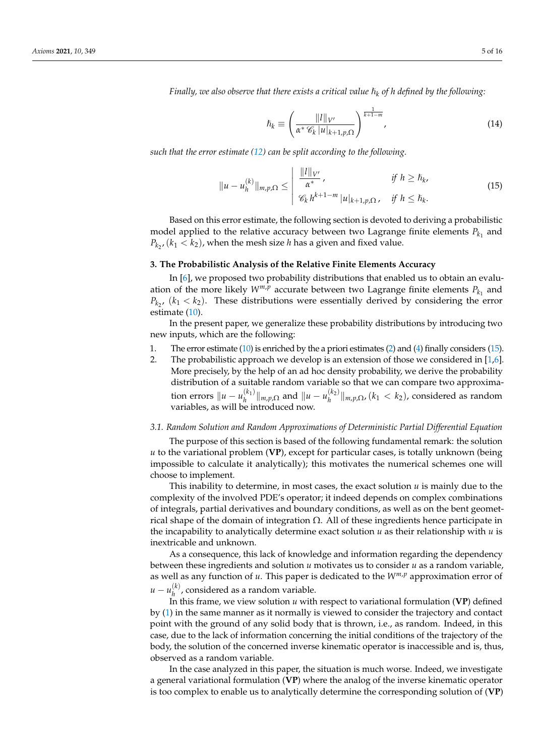*Finally, we also observe that there exists a critical value $\hbar_k$ of h defined by the following:*

$$\hbar_k \equiv \left( \frac{\|l\|_{V'}}{\alpha^* \mathscr{C}_k \, |u|_{k+1,p,\Omega}} \right)^{\frac{1}{k+1-m}}, \tag{14}$$

*such that the error estimate (12) can be split according to the following.*

$$\|u - u_h^{(k)}\|_{m,p,\Omega} \leq \left| \begin{array}{ll} \dfrac{\|l\|_{V'}}{\alpha^*}, & \text{if } h \geq \hbar_k, \\ \mathscr{C}_k \, h^{k+1-m} \, |u|_{k+1,p,\Omega}, & \text{if } h \leq \hbar_k. \end{array} \right. \tag{15}$$

Based on this error estimate, the following section is devoted to deriving a probabilistic model applied to the relative accuracy between two Lagrange finite elements $P_{k_1}$ and $P_{k_2}$, $(k_1 < k_2)$, when the mesh size $h$ has a given and fixed value.

## 3. The Probabilistic Analysis of the Relative Finite Elements Accuracy

In [6], we proposed two probability distributions that enabled us to obtain an evaluation of the more likely $W^{m,p}$ accurate between two Lagrange finite elements $P_{k_1}$ and $P_{k_2}$, $(k_1 < k_2)$. These distributions were essentially derived by considering the error estimate (10).

In the present paper, we generalize these probability distributions by introducing two new inputs, which are the following:

1. The error estimate (10) is enriched by the a priori estimates (2) and (4) finally considers (15).
2. The probabilistic approach we develop is an extension of those we considered in [1,6]. More precisely, by the help of an ad hoc density probability, we derive the probability distribution of a suitable random variable so that we can compare two approximation errors $\|u - u_h^{(k_1)}\|_{m,p,\Omega}$ and $\|u - u_h^{(k_2)}\|_{m,p,\Omega}$, $(k_1 < k_2)$, considered as random variables, as will be introduced now.

### 3.1. Random Solution and Random Approximations of Deterministic Partial Differential Equation

The purpose of this section is based of the following fundamental remark: the solution $u$ to the variational problem (**VP**), except for particular cases, is totally unknown (being impossible to calculate it analytically); this motivates the numerical schemes one will choose to implement.

This inability to determine, in most cases, the exact solution $u$ is mainly due to the complexity of the involved PDE's operator; it indeed depends on complex combinations of integrals, partial derivatives and boundary conditions, as well as on the bent geometrical shape of the domain of integration $\Omega$. All of these ingredients hence participate in the incapability to analytically determine exact solution $u$ as their relationship with $u$ is inextricable and unknown.

As a consequence, this lack of knowledge and information regarding the dependency between these ingredients and solution $u$ motivates us to consider $u$ as a random variable, as well as any function of $u$. This paper is dedicated to the $W^{m,p}$ approximation error of $u - u_h^{(k)}$, considered as a random variable.

In this frame, we view solution $u$ with respect to variational formulation (**VP**) defined by (1) in the same manner as it normally is viewed to consider the trajectory and contact point with the ground of any solid body that is thrown, i.e., as random. Indeed, in this case, due to the lack of information concerning the initial conditions of the trajectory of the body, the solution of the concerned inverse kinematic operator is inaccessible and is, thus, observed as a random variable.

In the case analyzed in this paper, the situation is much worse. Indeed, we investigate a general variational formulation (**VP**) where the analog of the inverse kinematic operator is too complex to enable us to analytically determine the corresponding solution of (**VP**)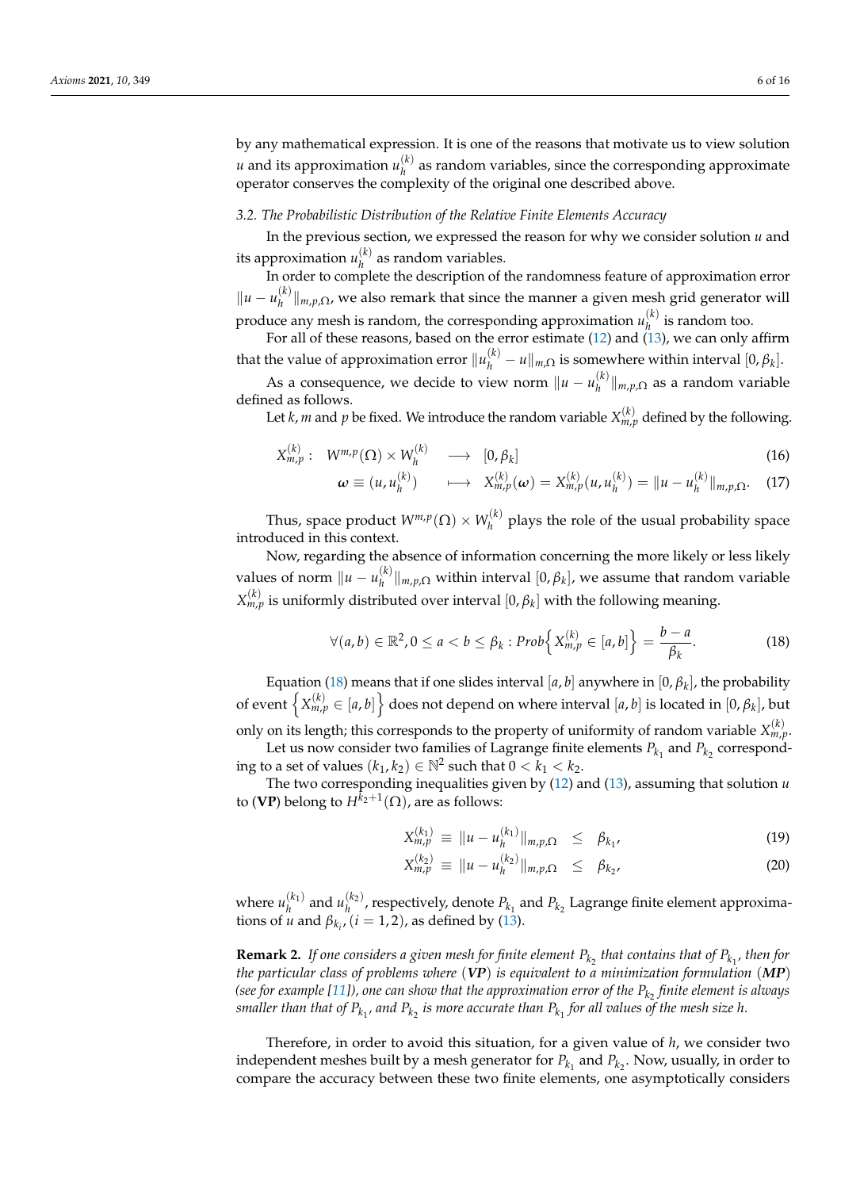by any mathematical expression. It is one of the reasons that motivate us to view solution $u$ and its approximation $u_h^{(k)}$ as random variables, since the corresponding approximate operator conserves the complexity of the original one described above.

### 3.2. The Probabilistic Distribution of the Relative Finite Elements Accuracy

In the previous section, we expressed the reason for why we consider solution $u$ and its approximation $u_h^{(k)}$ as random variables.

In order to complete the description of the randomness feature of approximation error $\|u - u_h^{(k)}\|_{m,p,\Omega}$, we also remark that since the manner a given mesh grid generator will produce any mesh is random, the corresponding approximation $u_h^{(k)}$ is random too.

For all of these reasons, based on the error estimate (12) and (13), we can only affirm that the value of approximation error $\|u_h^{(k)} - u\|_{m,\Omega}$ is somewhere within interval $[0, \beta_k]$.

As a consequence, we decide to view norm $\|u - u_h^{(k)}\|_{m,p,\Omega}$ as a random variable defined as follows.

Let $k$, $m$ and $p$ be fixed. We introduce the random variable $X_{m,p}^{(k)}$ defined by the following.

$$X_{m,p}^{(k)} : \quad W^{m,p}(\Omega) \times W_h^{(k)} \quad \longrightarrow \quad [0, \beta_k] \tag{16}$$

$$\boldsymbol{\omega} \equiv (u, u_h^{(k)}) \quad \longmapsto \quad X_{m,p}^{(k)}(\boldsymbol{\omega}) = X_{m,p}^{(k)}(u, u_h^{(k)}) = \|u - u_h^{(k)}\|_{m,p,\Omega}. \tag{17}$$

Thus, space product $W^{m,p}(\Omega) \times W_h^{(k)}$ plays the role of the usual probability space introduced in this context.

Now, regarding the absence of information concerning the more likely or less likely values of norm $\|u - u_h^{(k)}\|_{m,p,\Omega}$ within interval $[0, \beta_k]$, we assume that random variable $X_{m,p}^{(k)}$ is uniformly distributed over interval $[0, \beta_k]$ with the following meaning.

$$\forall (a, b) \in \mathbb{R}^2, 0 \leq a < b \leq \beta_k : Prob\left\{ X_{m,p}^{(k)} \in [a, b] \right\} = \frac{b - a}{\beta_k}. \tag{18}$$

Equation (18) means that if one slides interval $[a, b]$ anywhere in $[0, \beta_k]$, the probability of event $\left\{ X_{m,p}^{(k)} \in [a, b] \right\}$ does not depend on where interval $[a, b]$ is located in $[0, \beta_k]$, but only on its length; this corresponds to the property of uniformity of random variable $X_{m,p}^{(k)}$.

Let us now consider two families of Lagrange finite elements $P_{k_1}$ and $P_{k_2}$ corresponding to a set of values $(k_1, k_2) \in \mathbb{N}^2$ such that $0 < k_1 < k_2$.

The two corresponding inequalities given by (12) and (13), assuming that solution $u$ to (**VP**) belong to $H^{k_2+1}(\Omega)$, are as follows:

$$X_{m,p}^{(k_1)} \equiv \|u - u_h^{(k_1)}\|_{m,p,\Omega} \leq \beta_{k_1}, \tag{19}$$

$$X_{m,p}^{(k_2)} \equiv \|u - u_h^{(k_2)}\|_{m,p,\Omega} \leq \beta_{k_2}, \tag{20}$$

where $u_h^{(k_1)}$ and $u_h^{(k_2)}$, respectively, denote $P_{k_1}$ and $P_{k_2}$ Lagrange finite element approximations of $u$ and $\beta_{k_i}$, $(i = 1, 2)$, as defined by (13).

**Remark 2.** *If one considers a given mesh for finite element $P_{k_2}$ that contains that of $P_{k_1}$, then for the particular class of problems where* (***VP***) *is equivalent to a minimization formulation* (***MP***) *(see for example [11]), one can show that the approximation error of the $P_{k_2}$ finite element is always smaller than that of $P_{k_1}$, and $P_{k_2}$ is more accurate than $P_{k_1}$ for all values of the mesh size h.*

Therefore, in order to avoid this situation, for a given value of $h$, we consider two independent meshes built by a mesh generator for $P_{k_1}$ and $P_{k_2}$. Now, usually, in order to compare the accuracy between these two finite elements, one asymptotically considers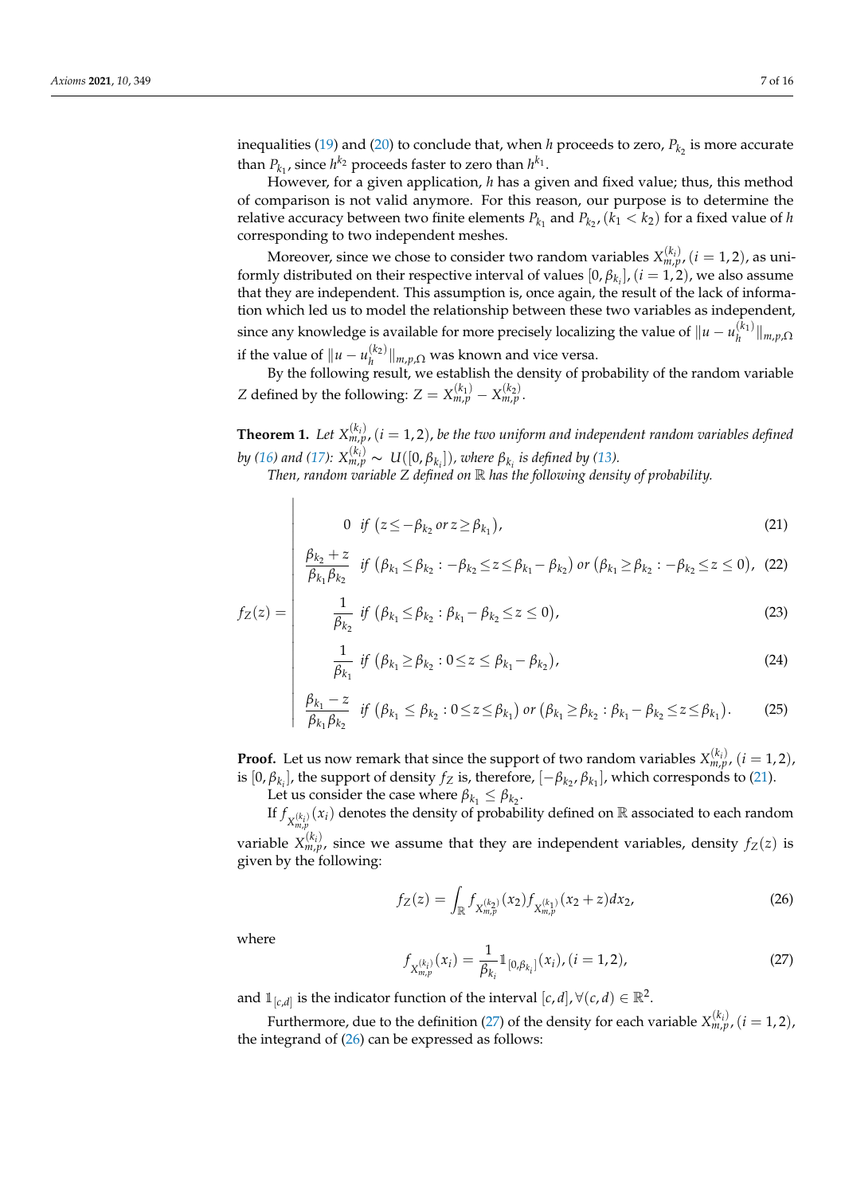inequalities (19) and (20) to conclude that, when $h$ proceeds to zero, $P_{k_2}$ is more accurate than $P_{k_1}$, since $h^{k_2}$ proceeds faster to zero than $h^{k_1}$.

However, for a given application, $h$ has a given and fixed value; thus, this method of comparison is not valid anymore. For this reason, our purpose is to determine the relative accuracy between two finite elements $P_{k_1}$ and $P_{k_2}$, $(k_1 < k_2)$ for a fixed value of $h$ corresponding to two independent meshes.

Moreover, since we chose to consider two random variables $X^{(k_i)}_{m,p}$, $(i = 1, 2)$, as uniformly distributed on their respective interval of values $[0, \beta_{k_i}]$, $(i = 1, 2)$, we also assume that they are independent. This assumption is, once again, the result of the lack of information which led us to model the relationship between these two variables as independent, since any knowledge is available for more precisely localizing the value of $\|u - u_h^{(k_1)}\|_{m,p,\Omega}$ if the value of $\|u - u_h^{(k_2)}\|_{m,p,\Omega}$ was known and vice versa.

By the following result, we establish the density of probability of the random variable $Z$ defined by the following: $Z = X^{(k_1)}_{m,p} - X^{(k_2)}_{m,p}$.

**Theorem 1.** *Let $X^{(k_i)}_{m,p}$, $(i = 1, 2)$, be the two uniform and independent random variables defined by (16) and (17): $X^{(k_i)}_{m,p} \sim U([0, \beta_{k_i}])$, where $\beta_{k_i}$ is defined by (13).*

*Then, random variable $Z$ defined on $\mathbb{R}$ has the following density of probability.*

$$f_Z(z) = \begin{cases} 0 \;\; \text{if } \left(z \leq -\beta_{k_2} \text{ or } z \geq \beta_{k_1}\right), & (21) \\[2mm] \dfrac{\beta_{k_2} + z}{\beta_{k_1}\beta_{k_2}} \;\; \text{if } \left(\beta_{k_1} \leq \beta_{k_2} : -\beta_{k_2} \leq z \leq \beta_{k_1} - \beta_{k_2}\right) \text{ or } \left(\beta_{k_1} \geq \beta_{k_2} : -\beta_{k_2} \leq z \leq 0\right), & (22) \\[2mm] \dfrac{1}{\beta_{k_2}} \;\; \text{if } \left(\beta_{k_1} \leq \beta_{k_2} : \beta_{k_1} - \beta_{k_2} \leq z \leq 0\right), & (23) \\[2mm] \dfrac{1}{\beta_{k_1}} \;\; \text{if } \left(\beta_{k_1} \geq \beta_{k_2} : 0 \leq z \leq \beta_{k_1} - \beta_{k_2}\right), & (24) \\[2mm] \dfrac{\beta_{k_1} - z}{\beta_{k_1}\beta_{k_2}} \;\; \text{if } \left(\beta_{k_1} \leq \beta_{k_2} : 0 \leq z \leq \beta_{k_1}\right) \text{ or } \left(\beta_{k_1} \geq \beta_{k_2} : \beta_{k_1} - \beta_{k_2} \leq z \leq \beta_{k_1}\right). & (25) \end{cases}$$

**Proof.** Let us now remark that since the support of two random variables $X^{(k_i)}_{m,p}$, $(i = 1, 2)$, is $[0, \beta_{k_i}]$, the support of density $f_Z$ is, therefore, $[-\beta_{k_2}, \beta_{k_1}]$, which corresponds to (21).

Let us consider the case where $\beta_{k_1} \leq \beta_{k_2}$.

If $f_{X^{(k_i)}_{m,p}}(x_i)$ denotes the density of probability defined on $\mathbb{R}$ associated to each random variable $X^{(k_i)}_{m,p}$, since we assume that they are independent variables, density $f_Z(z)$ is given by the following:

$$f_Z(z) = \int_{\mathbb{R}} f_{X^{(k_2)}_{m,p}}(x_2) f_{X^{(k_1)}_{m,p}}(x_2 + z)\, dx_2, \tag{26}$$

where

$$f_{X^{(k_i)}_{m,p}}(x_i) = \frac{1}{\beta_{k_i}} \mathbb{1}_{[0,\beta_{k_i}]}(x_i), (i = 1, 2), \tag{27}$$

and $\mathbb{1}_{[c,d]}$ is the indicator function of the interval $[c, d], \forall (c, d) \in \mathbb{R}^2$.

Furthermore, due to the definition (27) of the density for each variable $X^{(k_i)}_{m,p}$, $(i = 1, 2)$, the integrand of (26) can be expressed as follows: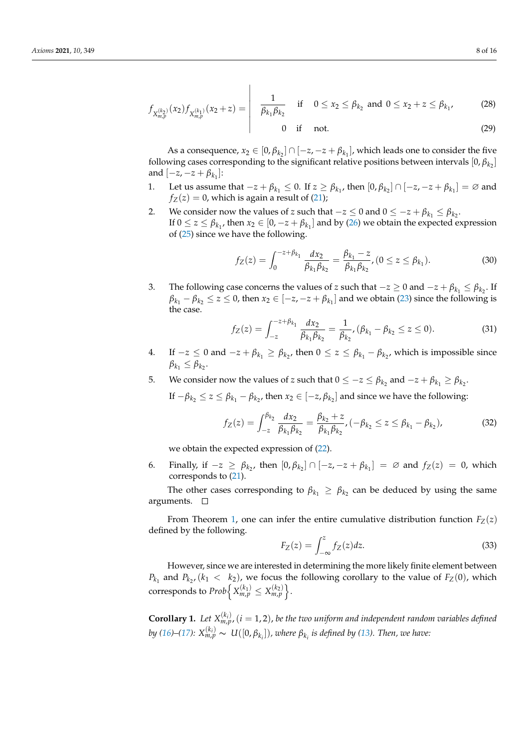$$f_{X_{m,p}^{(k_2)}}(x_2) f_{X_{m,p}^{(k_1)}}(x_2+z) = \left| \begin{array}{ll} \dfrac{1}{\beta_{k_1}\beta_{k_2}} & \text{if} \quad 0 \le x_2 \le \beta_{k_2} \text{ and } 0 \le x_2 + z \le \beta_{k_1}, \quad (28) \\ 0 & \text{if} \quad \text{not.} \quad (29) \end{array} \right.$$

As a consequence, $x_2 \in [0, \beta_{k_2}] \cap [-z, -z+\beta_{k_1}]$, which leads one to consider the five following cases corresponding to the significant relative positions between intervals $[0, \beta_{k_2}]$ and $[-z, -z+\beta_{k_1}]$:

1. Let us assume that $-z + \beta_{k_1} \le 0$. If $z \ge \beta_{k_1}$, then $[0, \beta_{k_2}] \cap [-z, -z+\beta_{k_1}] = \varnothing$ and $f_Z(z) = 0$, which is again a result of (21);
2. We consider now the values of $z$ such that $-z \le 0$ and $0 \le -z + \beta_{k_1} \le \beta_{k_2}$.
   If $0 \le z \le \beta_{k_1}$, then $x_2 \in [0, -z+\beta_{k_1}]$ and by (26) we obtain the expected expression of (25) since we have the following.
   $$f_Z(z) = \int_0^{-z+\beta_{k_1}} \frac{dx_2}{\beta_{k_1}\beta_{k_2}} = \frac{\beta_{k_1} - z}{\beta_{k_1}\beta_{k_2}}, (0 \le z \le \beta_{k_1}). \tag{30}$$
3. The following case concerns the values of $z$ such that $-z \ge 0$ and $-z + \beta_{k_1} \le \beta_{k_2}$. If $\beta_{k_1} - \beta_{k_2} \le z \le 0$, then $x_2 \in [-z, -z+\beta_{k_1}]$ and we obtain (23) since the following is the case.
   $$f_Z(z) = \int_{-z}^{-z+\beta_{k_1}} \frac{dx_2}{\beta_{k_1}\beta_{k_2}} = \frac{1}{\beta_{k_2}}, (\beta_{k_1} - \beta_{k_2} \le z \le 0). \tag{31}$$
4. If $-z \le 0$ and $-z + \beta_{k_1} \ge \beta_{k_2}$, then $0 \le z \le \beta_{k_1} - \beta_{k_2}$, which is impossible since $\beta_{k_1} \le \beta_{k_2}$.
5. We consider now the values of $z$ such that $0 \le -z \le \beta_{k_2}$ and $-z + \beta_{k_1} \ge \beta_{k_2}$.
   If $-\beta_{k_2} \le z \le \beta_{k_1} - \beta_{k_2}$, then $x_2 \in [-z, \beta_{k_2}]$ and since we have the following:
   $$f_Z(z) = \int_{-z}^{\beta_{k_2}} \frac{dx_2}{\beta_{k_1}\beta_{k_2}} = \frac{\beta_{k_2} + z}{\beta_{k_1}\beta_{k_2}}, (-\beta_{k_2} \le z \le \beta_{k_1} - \beta_{k_2}), \tag{32}$$
   we obtain the expected expression of (22).
6. Finally, if $-z \ge \beta_{k_2}$, then $[0, \beta_{k_2}] \cap [-z, -z+\beta_{k_1}] = \varnothing$ and $f_Z(z) = 0$, which corresponds to (21).

The other cases corresponding to $\beta_{k_1} \ge \beta_{k_2}$ can be deduced by using the same arguments. □

From Theorem 1, one can infer the entire cumulative distribution function $F_Z(z)$ defined by the following.

$$F_Z(z) = \int_{-\infty}^{z} f_Z(z) dz. \tag{33}$$

However, since we are interested in determining the more likely finite element between $P_{k_1}$ and $P_{k_2}, (k_1 < k_2)$, we focus the following corollary to the value of $F_Z(0)$, which corresponds to $Prob\left\{ X_{m,p}^{(k_1)} \le X_{m,p}^{(k_2)} \right\}$.

**Corollary 1.** *Let $X_{m,p}^{(k_i)}, (i = 1, 2)$, be the two uniform and independent random variables defined by (16)–(17): $X_{m,p}^{(k_i)} \sim U([0, \beta_{k_i}])$, where $\beta_{k_i}$ is defined by (13). Then, we have:*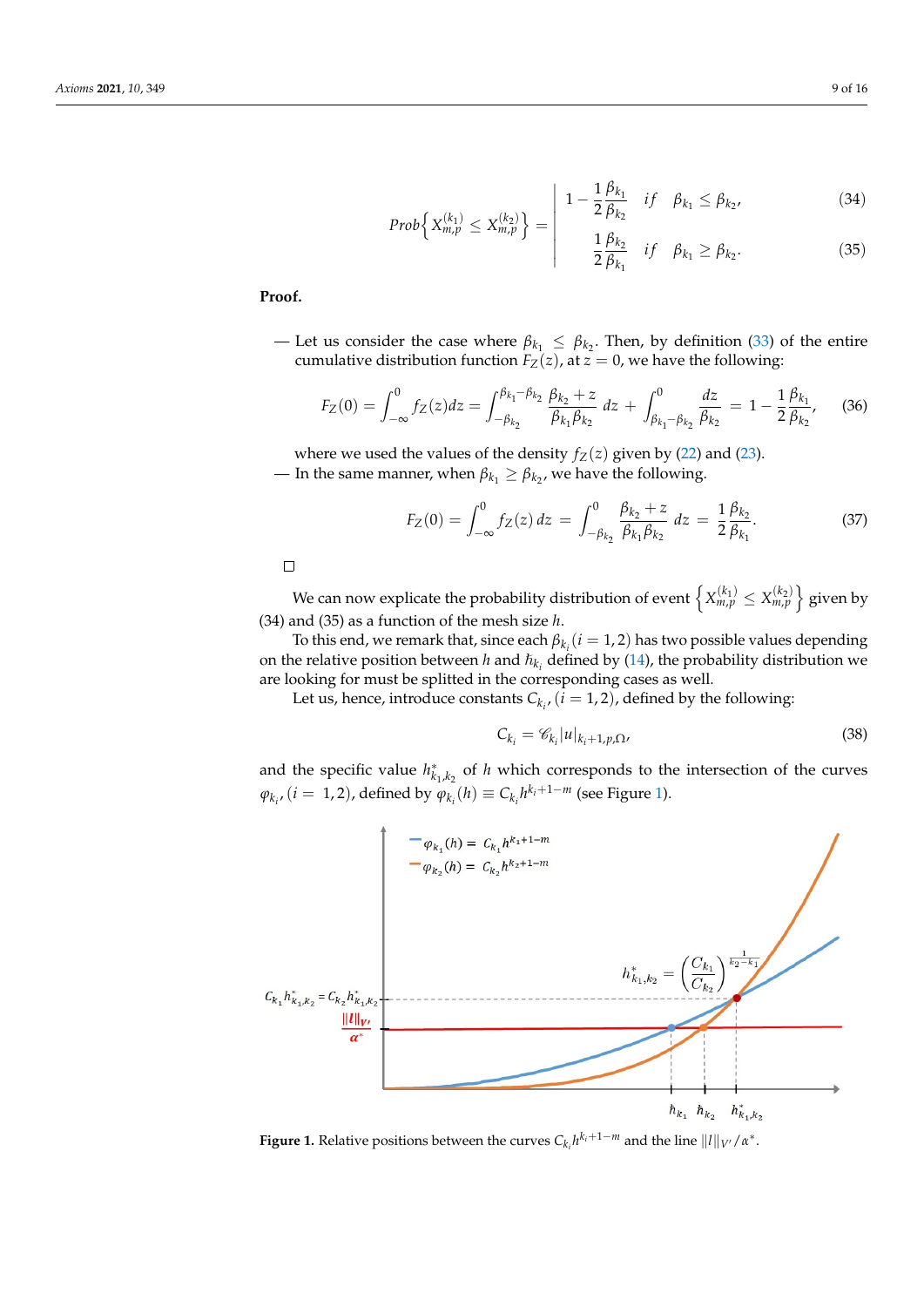$$
Prob\left\{ X_{m,p}^{(k_1)} \leq X_{m,p}^{(k_2)} \right\} = \left| \begin{array}{ll} 1 - \dfrac{1}{2}\dfrac{\beta_{k_1}}{\beta_{k_2}} & if \quad \beta_{k_1} \leq \beta_{k_2}, \qquad (34) \\[2ex] \dfrac{1}{2}\dfrac{\beta_{k_2}}{\beta_{k_1}} & if \quad \beta_{k_1} \geq \beta_{k_2}. \qquad (35) \end{array} \right.
$$

**Proof.**

— Let us consider the case where $\beta_{k_1} \leq \beta_{k_2}$. Then, by definition (33) of the entire cumulative distribution function $F_Z(z)$, at $z = 0$, we have the following:

$$
F_Z(0) = \int_{-\infty}^{0} f_Z(z)dz = \int_{-\beta_{k_2}}^{\beta_{k_1}-\beta_{k_2}} \frac{\beta_{k_2}+z}{\beta_{k_1}\beta_{k_2}}\, dz + \int_{\beta_{k_1}-\beta_{k_2}}^{0} \frac{dz}{\beta_{k_2}} = 1 - \frac{1}{2}\frac{\beta_{k_1}}{\beta_{k_2}}, \tag{36}
$$

where we used the values of the density $f_Z(z)$ given by (22) and (23).

— In the same manner, when $\beta_{k_1} \geq \beta_{k_2}$, we have the following.

$$
F_Z(0) = \int_{-\infty}^{0} f_Z(z)\, dz = \int_{-\beta_{k_2}}^{0} \frac{\beta_{k_2}+z}{\beta_{k_1}\beta_{k_2}}\, dz = \frac{1}{2}\frac{\beta_{k_2}}{\beta_{k_1}}. \tag{37}
$$

□

We can now explicate the probability distribution of event $\left\{ X_{m,p}^{(k_1)} \leq X_{m,p}^{(k_2)} \right\}$ given by (34) and (35) as a function of the mesh size $h$.

To this end, we remark that, since each $\beta_{k_i} (i = 1,2)$ has two possible values depending on the relative position between $h$ and $\hbar_{k_i}$ defined by (14), the probability distribution we are looking for must be splitted in the corresponding cases as well.

Let us, hence, introduce constants $C_{k_i}, (i = 1,2)$, defined by the following:

$$
C_{k_i} = \mathscr{C}_{k_i} |u|_{k_i+1,p,\Omega}, \tag{38}
$$

and the specific value $h^*_{k_1,k_2}$ of $h$ which corresponds to the intersection of the curves $\varphi_{k_i}, (i = 1,2)$, defined by $\varphi_{k_i}(h) \equiv C_{k_i} h^{k_i+1-m}$ (see Figure 1).

**Figure 1.** Relative positions between the curves $C_{k_i} h^{k_i+1-m}$ and the line $\|l\|_{V'}/\alpha^*$.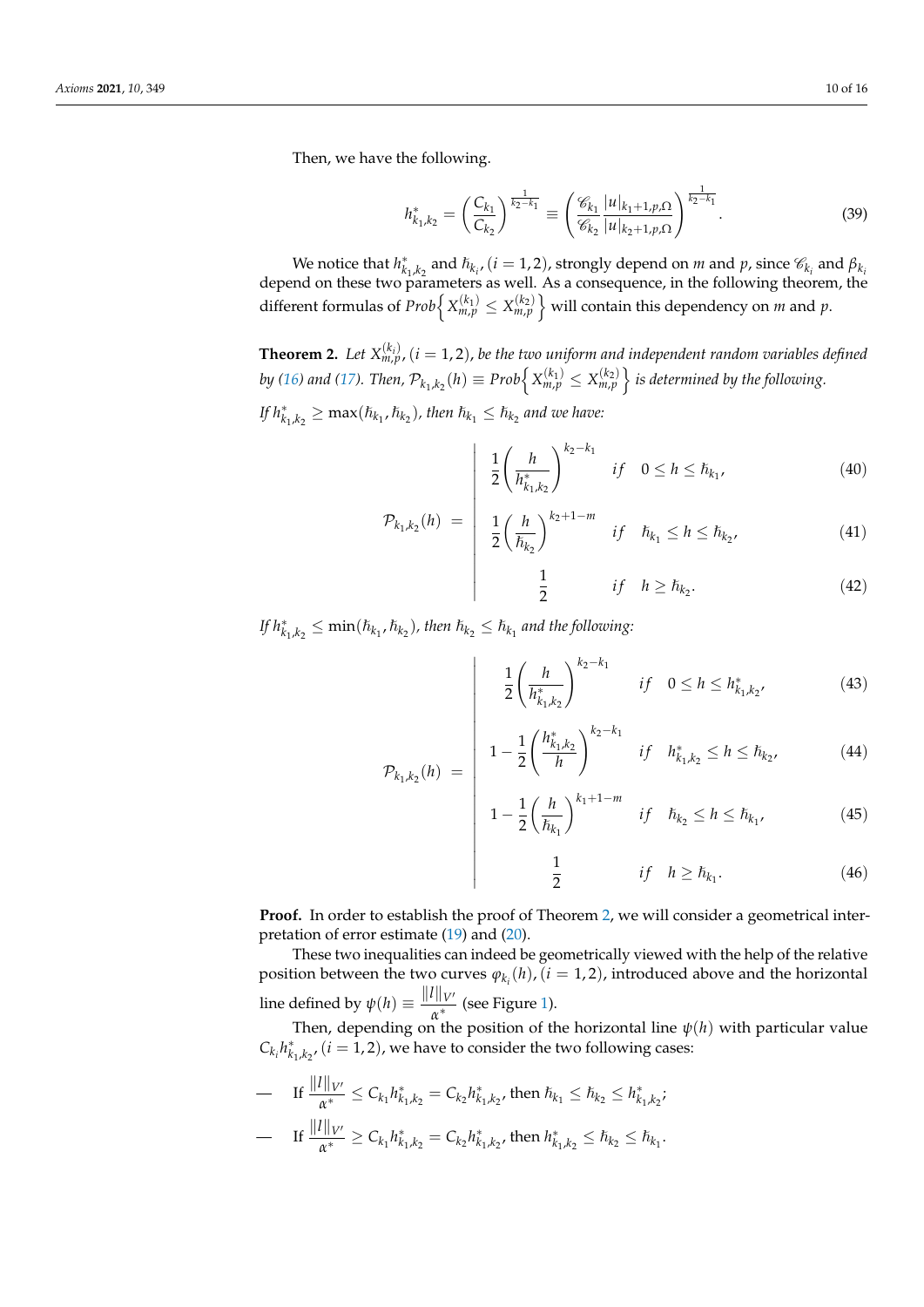Then, we have the following.

$$h^*_{k_1,k_2} = \left(\frac{C_{k_1}}{C_{k_2}}\right)^{\frac{1}{k_2-k_1}} \equiv \left(\frac{\mathscr{C}_{k_1}}{\mathscr{C}_{k_2}}\frac{|u|_{k_1+1,p,\Omega}}{|u|_{k_2+1,p,\Omega}}\right)^{\frac{1}{k_2-k_1}}. \tag{39}$$

We notice that $h^*_{k_1,k_2}$ and $\hbar_{k_i}, (i=1,2)$, strongly depend on $m$ and $p$, since $\mathscr{C}_{k_i}$ and $\beta_{k_i}$ depend on these two parameters as well. As a consequence, in the following theorem, the different formulas of $Prob\left\{X^{(k_1)}_{m,p} \leq X^{(k_2)}_{m,p}\right\}$ will contain this dependency on $m$ and $p$.

**Theorem 2.** *Let $X^{(k_i)}_{m,p}, (i=1,2)$, be the two uniform and independent random variables defined by (16) and (17). Then, $\mathcal{P}_{k_1,k_2}(h) \equiv Prob\left\{X^{(k_1)}_{m,p} \leq X^{(k_2)}_{m,p}\right\}$ is determined by the following.*

*If $h^*_{k_1,k_2} \geq \max(\hbar_{k_1},\hbar_{k_2})$, then $\hbar_{k_1} \leq \hbar_{k_2}$ and we have:*

$$\mathcal{P}_{k_1,k_2}(h) = \left|\begin{array}{ll} \dfrac{1}{2}\left(\dfrac{h}{h^*_{k_1,k_2}}\right)^{k_2-k_1} & if \quad 0 \leq h \leq \hbar_{k_1}, \quad (40)\\[2ex] \dfrac{1}{2}\left(\dfrac{h}{\hbar_{k_2}}\right)^{k_2+1-m} & if \quad \hbar_{k_1} \leq h \leq \hbar_{k_2}, \quad (41)\\[2ex] \qquad \dfrac{1}{2} & if \quad h \geq \hbar_{k_2}. \quad (42) \end{array}\right.$$

*If $h^*_{k_1,k_2} \leq \min(\hbar_{k_1},\hbar_{k_2})$, then $\hbar_{k_2} \leq \hbar_{k_1}$ and the following:*

$$\mathcal{P}_{k_1,k_2}(h) = \left|\begin{array}{ll} \dfrac{1}{2}\left(\dfrac{h}{h^*_{k_1,k_2}}\right)^{k_2-k_1} & if \quad 0 \leq h \leq h^*_{k_1,k_2}, \quad (43)\\[2ex] 1-\dfrac{1}{2}\left(\dfrac{h^*_{k_1,k_2}}{h}\right)^{k_2-k_1} & if \quad h^*_{k_1,k_2} \leq h \leq \hbar_{k_2}, \quad (44)\\[2ex] 1-\dfrac{1}{2}\left(\dfrac{h}{\hbar_{k_1}}\right)^{k_1+1-m} & if \quad \hbar_{k_2} \leq h \leq \hbar_{k_1}, \quad (45)\\[2ex] \qquad \dfrac{1}{2} & if \quad h \geq \hbar_{k_1}. \quad (46) \end{array}\right.$$

**Proof.** In order to establish the proof of Theorem 2, we will consider a geometrical interpretation of error estimate (19) and (20).

These two inequalities can indeed be geometrically viewed with the help of the relative position between the two curves $\varphi_{k_i}(h), (i=1,2)$, introduced above and the horizontal line defined by $\psi(h) \equiv \dfrac{\|l\|_{V'}}{\alpha^*}$ (see Figure 1).

Then, depending on the position of the horizontal line $\psi(h)$ with particular value $C_{k_i}h^*_{k_1,k_2}, (i=1,2)$, we have to consider the two following cases:

— If $\dfrac{\|l\|_{V'}}{\alpha^*} \leq C_{k_1}h^*_{k_1,k_2} = C_{k_2}h^*_{k_1,k_2}$, then $\hbar_{k_1} \leq \hbar_{k_2} \leq h^*_{k_1,k_2}$;

— If $\dfrac{\|l\|_{V'}}{\alpha^*} \geq C_{k_1}h^*_{k_1,k_2} = C_{k_2}h^*_{k_1,k_2}$, then $h^*_{k_1,k_2} \leq \hbar_{k_2} \leq \hbar_{k_1}$.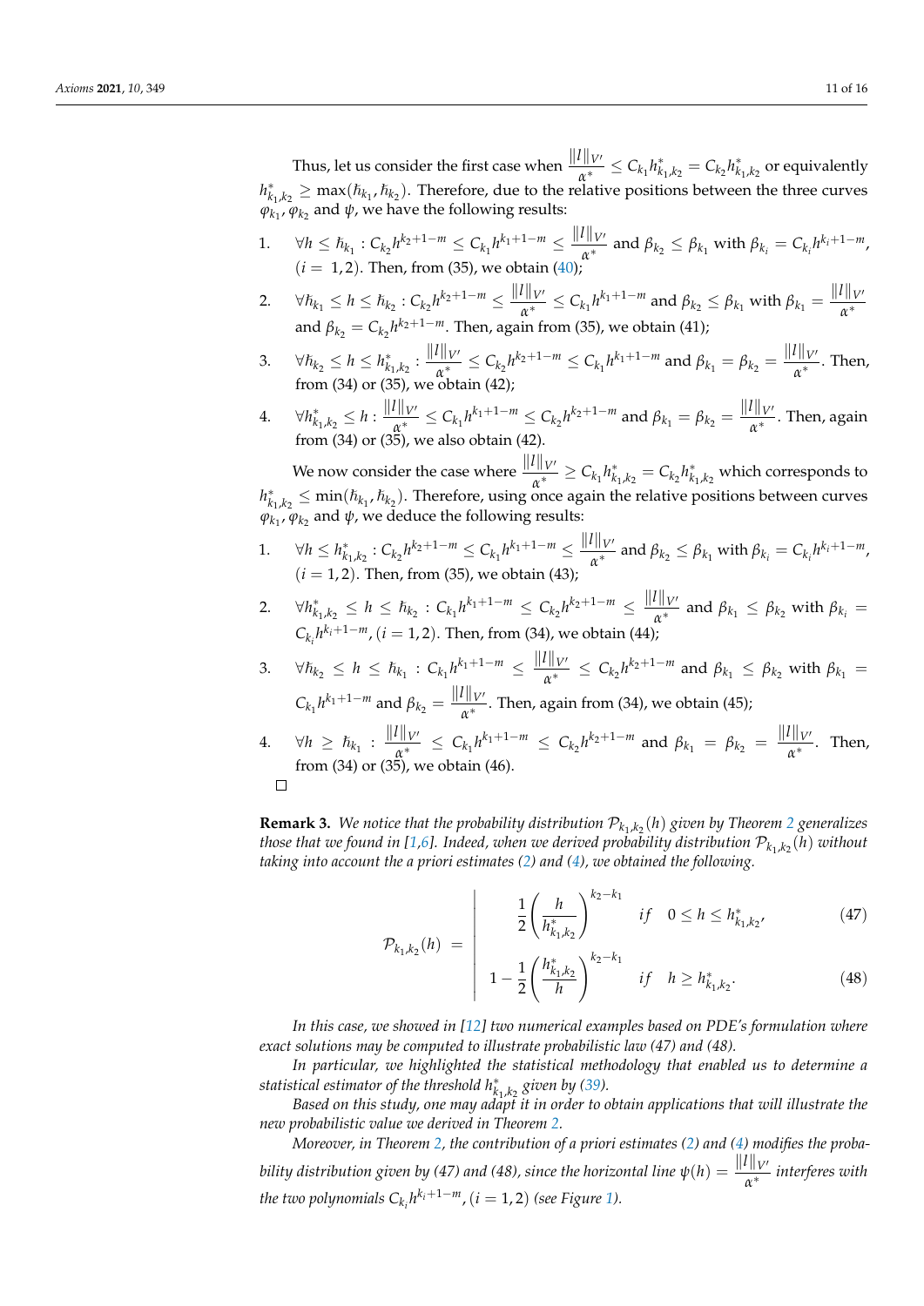Thus, let us consider the first case when $\dfrac{\|l\|_{V'}}{\alpha^*} \leq C_{k_1} h^*_{k_1,k_2} = C_{k_2} h^*_{k_1,k_2}$ or equivalently $h^*_{k_1,k_2} \geq \max(\hbar_{k_1}, \hbar_{k_2})$. Therefore, due to the relative positions between the three curves $\varphi_{k_1}, \varphi_{k_2}$ and $\psi$, we have the following results:

1. $\forall h \leq \hbar_{k_1} : C_{k_2} h^{k_2+1-m} \leq C_{k_1} h^{k_1+1-m} \leq \dfrac{\|l\|_{V'}}{\alpha^*}$ and $\beta_{k_2} \leq \beta_{k_1}$ with $\beta_{k_i} = C_{k_i} h^{k_i+1-m}$, $(i = 1, 2)$. Then, from (35), we obtain (40);
2. $\forall \hbar_{k_1} \leq h \leq \hbar_{k_2} : C_{k_2} h^{k_2+1-m} \leq \dfrac{\|l\|_{V'}}{\alpha^*} \leq C_{k_1} h^{k_1+1-m}$ and $\beta_{k_2} \leq \beta_{k_1}$ with $\beta_{k_1} = \dfrac{\|l\|_{V'}}{\alpha^*}$ and $\beta_{k_2} = C_{k_2} h^{k_2+1-m}$. Then, again from (35), we obtain (41);
3. $\forall \hbar_{k_2} \leq h \leq h^*_{k_1,k_2} : \dfrac{\|l\|_{V'}}{\alpha^*} \leq C_{k_2} h^{k_2+1-m} \leq C_{k_1} h^{k_1+1-m}$ and $\beta_{k_1} = \beta_{k_2} = \dfrac{\|l\|_{V'}}{\alpha^*}$. Then, from (34) or (35), we obtain (42);
4. $\forall h^*_{k_1,k_2} \leq h : \dfrac{\|l\|_{V'}}{\alpha^*} \leq C_{k_1} h^{k_1+1-m} \leq C_{k_2} h^{k_2+1-m}$ and $\beta_{k_1} = \beta_{k_2} = \dfrac{\|l\|_{V'}}{\alpha^*}$. Then, again from (34) or (35), we also obtain (42).

We now consider the case where $\dfrac{\|l\|_{V'}}{\alpha^*} \geq C_{k_1} h^*_{k_1,k_2} = C_{k_2} h^*_{k_1,k_2}$ which corresponds to $h^*_{k_1,k_2} \leq \min(\hbar_{k_1}, \hbar_{k_2})$. Therefore, using once again the relative positions between curves $\varphi_{k_1}, \varphi_{k_2}$ and $\psi$, we deduce the following results:

1. $\forall h \leq h^*_{k_1,k_2} : C_{k_2} h^{k_2+1-m} \leq C_{k_1} h^{k_1+1-m} \leq \dfrac{\|l\|_{V'}}{\alpha^*}$ and $\beta_{k_2} \leq \beta_{k_1}$ with $\beta_{k_i} = C_{k_i} h^{k_i+1-m}$, $(i = 1, 2)$. Then, from (35), we obtain (43);
2. $\forall h^*_{k_1,k_2} \leq h \leq \hbar_{k_2} : C_{k_1} h^{k_1+1-m} \leq C_{k_2} h^{k_2+1-m} \leq \dfrac{\|l\|_{V'}}{\alpha^*}$ and $\beta_{k_1} \leq \beta_{k_2}$ with $\beta_{k_i} = C_{k_i} h^{k_i+1-m}$, $(i = 1, 2)$. Then, from (34), we obtain (44);
3. $\forall \hbar_{k_2} \leq h \leq \hbar_{k_1} : C_{k_1} h^{k_1+1-m} \leq \dfrac{\|l\|_{V'}}{\alpha^*} \leq C_{k_2} h^{k_2+1-m}$ and $\beta_{k_1} \leq \beta_{k_2}$ with $\beta_{k_1} = C_{k_1} h^{k_1+1-m}$ and $\beta_{k_2} = \dfrac{\|l\|_{V'}}{\alpha^*}$. Then, again from (34), we obtain (45);
4. $\forall h \geq \hbar_{k_1} : \dfrac{\|l\|_{V'}}{\alpha^*} \leq C_{k_1} h^{k_1+1-m} \leq C_{k_2} h^{k_2+1-m}$ and $\beta_{k_1} = \beta_{k_2} = \dfrac{\|l\|_{V'}}{\alpha^*}$. Then, from (34) or (35), we obtain (46).

□

**Remark 3.** *We notice that the probability distribution $\mathcal{P}_{k_1,k_2}(h)$ given by Theorem 2 generalizes those that we found in [1,6]. Indeed, when we derived probability distribution $\mathcal{P}_{k_1,k_2}(h)$ without taking into account the a priori estimates (2) and (4), we obtained the following.*

$$\mathcal{P}_{k_1,k_2}(h) = \left| \begin{array}{ll} \dfrac{1}{2}\left(\dfrac{h}{h^*_{k_1,k_2}}\right)^{k_2-k_1} & if \quad 0 \leq h \leq h^*_{k_1,k_2}, \qquad (47) \\[2ex] 1 - \dfrac{1}{2}\left(\dfrac{h^*_{k_1,k_2}}{h}\right)^{k_2-k_1} & if \quad h \geq h^*_{k_1,k_2}. \qquad (48) \end{array} \right.$$

*In this case, we showed in [12] two numerical examples based on PDE's formulation where exact solutions may be computed to illustrate probabilistic law (47) and (48).*

*In particular, we highlighted the statistical methodology that enabled us to determine a statistical estimator of the threshold $h^*_{k_1,k_2}$ given by (39).*

*Based on this study, one may adapt it in order to obtain applications that will illustrate the new probabilistic value we derived in Theorem 2.*

*Moreover, in Theorem 2, the contribution of a priori estimates (2) and (4) modifies the probability distribution given by (47) and (48), since the horizontal line $\psi(h) = \dfrac{\|l\|_{V'}}{\alpha^*}$ interferes with the two polynomials $C_{k_i} h^{k_i+1-m}$, $(i = 1, 2)$ (see Figure 1).*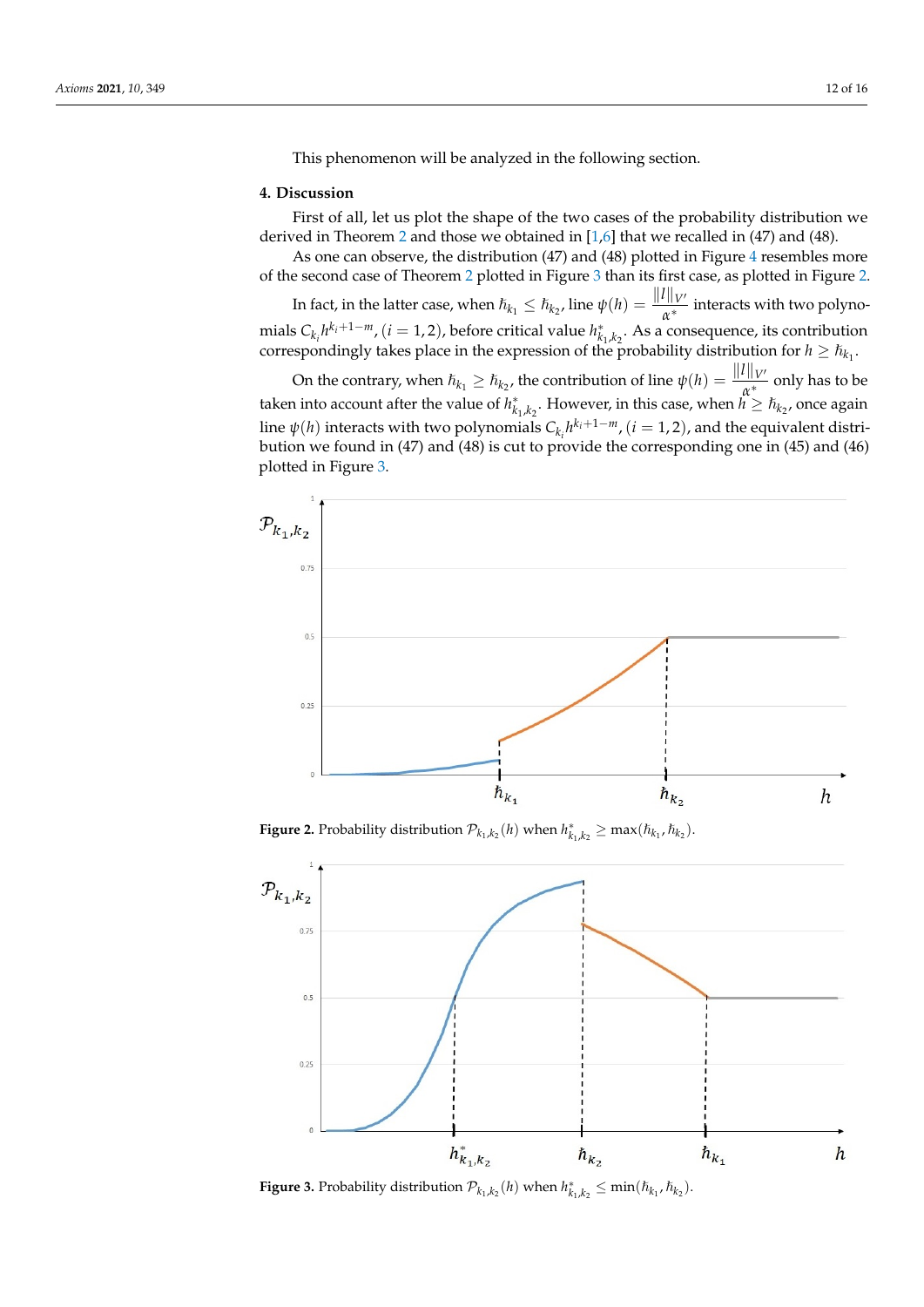This phenomenon will be analyzed in the following section.

## 4. Discussion

First of all, let us plot the shape of the two cases of the probability distribution we derived in Theorem 2 and those we obtained in [1,6] that we recalled in (47) and (48).

As one can observe, the distribution (47) and (48) plotted in Figure 4 resembles more of the second case of Theorem 2 plotted in Figure 3 than its first case, as plotted in Figure 2.

In fact, in the latter case, when $\hbar_{k_1} \leq \hbar_{k_2}$, line $\psi(h) = \dfrac{\|l\|_{V'}}{\alpha^*}$ interacts with two polynomials $C_{k_i} h^{k_i+1-m}$, $(i = 1, 2)$, before critical value $h^*_{k_1,k_2}$. As a consequence, its contribution correspondingly takes place in the expression of the probability distribution for $h \geq \hbar_{k_1}$.

On the contrary, when $\hbar_{k_1} \geq \hbar_{k_2}$, the contribution of line $\psi(h) = \dfrac{\|l\|_{V'}}{\alpha^*}$ only has to be taken into account after the value of $h^*_{k_1,k_2}$. However, in this case, when $h \geq \hbar_{k_2}$, once again line $\psi(h)$ interacts with two polynomials $C_{k_i} h^{k_i+1-m}$, $(i = 1, 2)$, and the equivalent distribution we found in (47) and (48) is cut to provide the corresponding one in (45) and (46) plotted in Figure 3.

**Figure 2.** Probability distribution $\mathcal{P}_{k_1,k_2}(h)$ when $h^*_{k_1,k_2} \geq \max(\hbar_{k_1}, \hbar_{k_2})$.

**Figure 3.** Probability distribution $\mathcal{P}_{k_1,k_2}(h)$ when $h^*_{k_1,k_2} \leq \min(\hbar_{k_1}, \hbar_{k_2})$.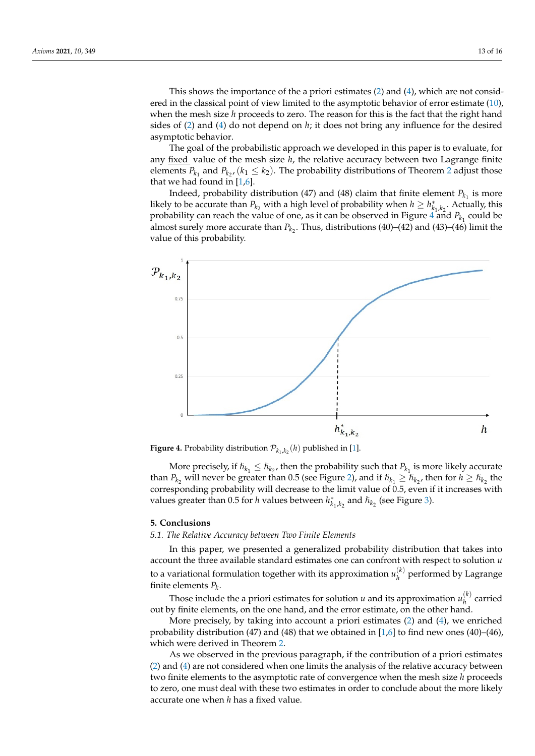This shows the importance of the a priori estimates (2) and (4), which are not considered in the classical point of view limited to the asymptotic behavior of error estimate (10), when the mesh size $h$ proceeds to zero. The reason for this is the fact that the right hand sides of (2) and (4) do not depend on $h$; it does not bring any influence for the desired asymptotic behavior.

The goal of the probabilistic approach we developed in this paper is to evaluate, for any fixed value of the mesh size $h$, the relative accuracy between two Lagrange finite elements $P_{k_1}$ and $P_{k_2}$, $(k_1 \leq k_2)$. The probability distributions of Theorem 2 adjust those that we had found in [1,6].

Indeed, probability distribution (47) and (48) claim that finite element $P_{k_1}$ is more likely to be accurate than $P_{k_2}$ with a high level of probability when $h \geq h^*_{k_1,k_2}$. Actually, this probability can reach the value of one, as it can be observed in Figure 4 and $P_{k_1}$ could be almost surely more accurate than $P_{k_2}$. Thus, distributions (40)–(42) and (43)–(46) limit the value of this probability.

**Figure 4.** Probability distribution $\mathcal{P}_{k_1,k_2}(h)$ published in [1].

More precisely, if $\hbar_{k_1} \leq \hbar_{k_2}$, then the probability such that $P_{k_1}$ is more likely accurate than $P_{k_2}$ will never be greater than 0.5 (see Figure 2), and if $\hbar_{k_1} \geq \hbar_{k_2}$, then for $h \geq \hbar_{k_2}$ the corresponding probability will decrease to the limit value of 0.5, even if it increases with values greater than 0.5 for $h$ values between $h^*_{k_1,k_2}$ and $\hbar_{k_2}$ (see Figure 3).

## 5. Conclusions

### 5.1. The Relative Accuracy between Two Finite Elements

In this paper, we presented a generalized probability distribution that takes into account the three available standard estimates one can confront with respect to solution $u$ to a variational formulation together with its approximation $u_h^{(k)}$ performed by Lagrange finite elements $P_k$.

Those include the a priori estimates for solution $u$ and its approximation $u_h^{(k)}$ carried out by finite elements, on the one hand, and the error estimate, on the other hand.

More precisely, by taking into account a priori estimates (2) and (4), we enriched probability distribution (47) and (48) that we obtained in [1,6] to find new ones (40)–(46), which were derived in Theorem 2.

As we observed in the previous paragraph, if the contribution of a priori estimates (2) and (4) are not considered when one limits the analysis of the relative accuracy between two finite elements to the asymptotic rate of convergence when the mesh size $h$ proceeds to zero, one must deal with these two estimates in order to conclude about the more likely accurate one when $h$ has a fixed value.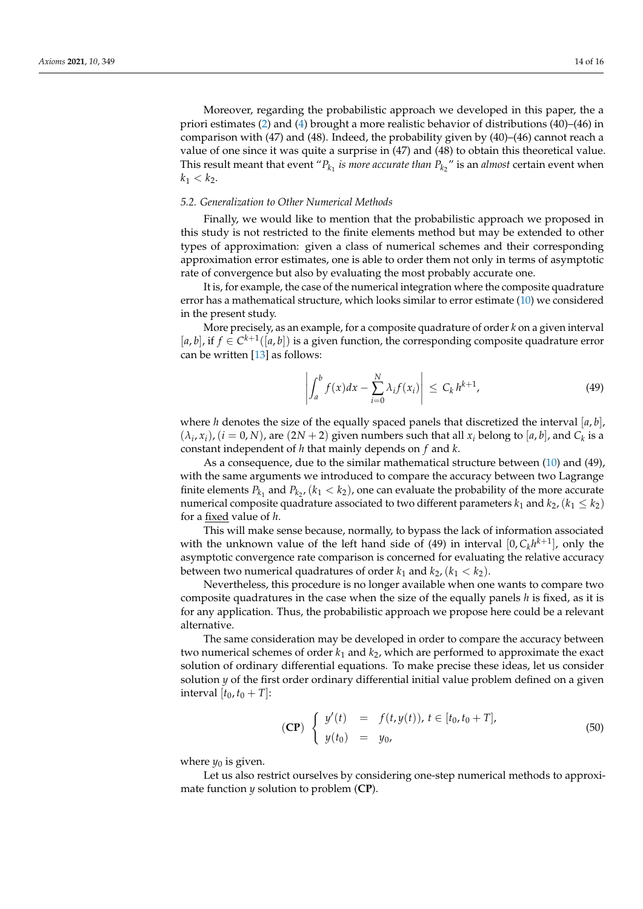Moreover, regarding the probabilistic approach we developed in this paper, the a priori estimates (2) and (4) brought a more realistic behavior of distributions (40)–(46) in comparison with (47) and (48). Indeed, the probability given by (40)–(46) cannot reach a value of one since it was quite a surprise in (47) and (48) to obtain this theoretical value. This result meant that event "*$P_{k_1}$ is more accurate than $P_{k_2}$*" is an *almost* certain event when $k_1 < k_2$.

### 5.2. Generalization to Other Numerical Methods

Finally, we would like to mention that the probabilistic approach we proposed in this study is not restricted to the finite elements method but may be extended to other types of approximation: given a class of numerical schemes and their corresponding approximation error estimates, one is able to order them not only in terms of asymptotic rate of convergence but also by evaluating the most probably accurate one.

It is, for example, the case of the numerical integration where the composite quadrature error has a mathematical structure, which looks similar to error estimate (10) we considered in the present study.

More precisely, as an example, for a composite quadrature of order $k$ on a given interval $[a, b]$, if $f \in C^{k+1}([a, b])$ is a given function, the corresponding composite quadrature error can be written [13] as follows:

$$\left| \int_a^b f(x)dx - \sum_{i=0}^{N} \lambda_i f(x_i) \right| \leq C_k\, h^{k+1}, \tag{49}$$

where $h$ denotes the size of the equally spaced panels that discretized the interval $[a, b]$, $(\lambda_i, x_i)$, $(i = 0, N)$, are $(2N + 2)$ given numbers such that all $x_i$ belong to $[a, b]$, and $C_k$ is a constant independent of $h$ that mainly depends on $f$ and $k$.

As a consequence, due to the similar mathematical structure between (10) and (49), with the same arguments we introduced to compare the accuracy between two Lagrange finite elements $P_{k_1}$ and $P_{k_2}$, $(k_1 < k_2)$, one can evaluate the probability of the more accurate numerical composite quadrature associated to two different parameters $k_1$ and $k_2$, $(k_1 \leq k_2)$ for a <u>fixed</u> value of $h$.

This will make sense because, normally, to bypass the lack of information associated with the unknown value of the left hand side of (49) in interval $[0, C_k h^{k+1}]$, only the asymptotic convergence rate comparison is concerned for evaluating the relative accuracy between two numerical quadratures of order $k_1$ and $k_2$, $(k_1 < k_2)$.

Nevertheless, this procedure is no longer available when one wants to compare two composite quadratures in the case when the size of the equally panels $h$ is fixed, as it is for any application. Thus, the probabilistic approach we propose here could be a relevant alternative.

The same consideration may be developed in order to compare the accuracy between two numerical schemes of order $k_1$ and $k_2$, which are performed to approximate the exact solution of ordinary differential equations. To make precise these ideas, let us consider solution $y$ of the first order ordinary differential initial value problem defined on a given interval $[t_0, t_0 + T]$:

$$(\mathbf{CP}) \; \left\{ \begin{array}{rcl} y'(t) & = & f(t, y(t)),\; t \in [t_0, t_0 + T], \\ y(t_0) & = & y_0, \end{array} \right. \tag{50}$$

where $y_0$ is given.

Let us also restrict ourselves by considering one-step numerical methods to approximate function $y$ solution to problem (**CP**).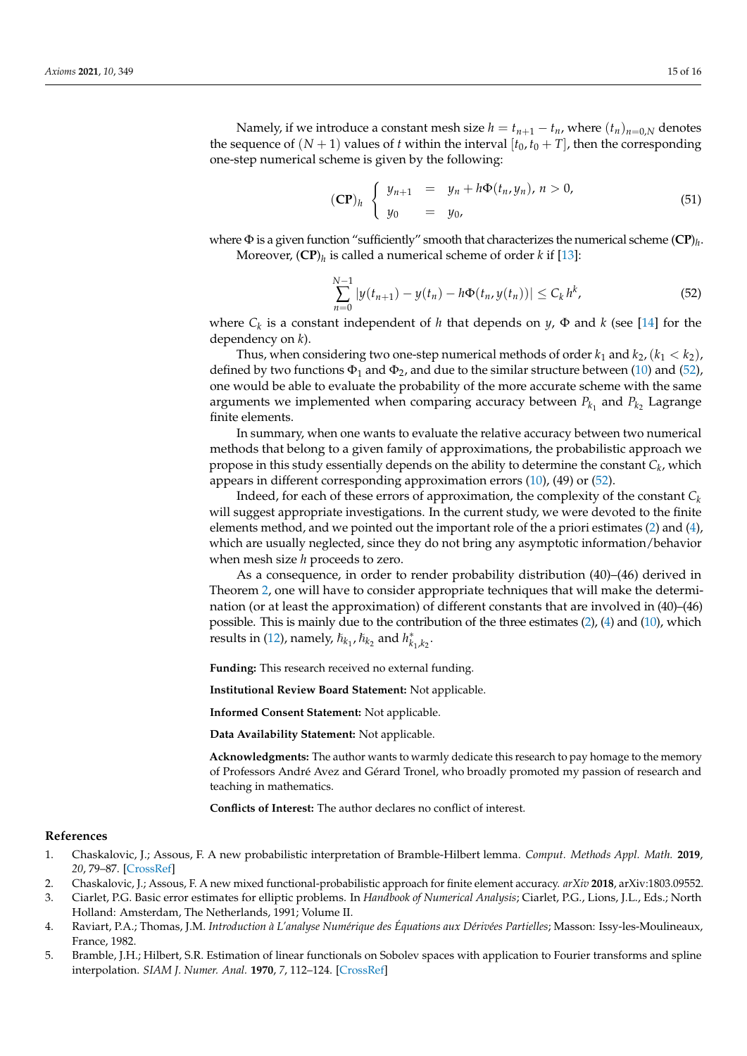Namely, if we introduce a constant mesh size $h = t_{n+1} - t_n$, where $(t_n)_{n=0,N}$ denotes the sequence of $(N+1)$ values of $t$ within the interval $[t_0, t_0 + T]$, then the corresponding one-step numerical scheme is given by the following:

$$(\mathbf{CP})_h \begin{cases} y_{n+1} &= y_n + h\Phi(t_n, y_n),\ n > 0, \\ y_0 &= y_0, \end{cases} \tag{51}$$

where $\Phi$ is a given function "sufficiently" smooth that characterizes the numerical scheme $(\mathbf{CP})_h$.

Moreover, $(\mathbf{CP})_h$ is called a numerical scheme of order $k$ if [13]:

$$\sum_{n=0}^{N-1} |y(t_{n+1}) - y(t_n) - h\Phi(t_n, y(t_n))| \leq C_k\, h^k, \tag{52}$$

where $C_k$ is a constant independent of $h$ that depends on $y$, $\Phi$ and $k$ (see [14] for the dependency on $k$).

Thus, when considering two one-step numerical methods of order $k_1$ and $k_2$, $(k_1 < k_2)$, defined by two functions $\Phi_1$ and $\Phi_2$, and due to the similar structure between (10) and (52), one would be able to evaluate the probability of the more accurate scheme with the same arguments we implemented when comparing accuracy between $P_{k_1}$ and $P_{k_2}$ Lagrange finite elements.

In summary, when one wants to evaluate the relative accuracy between two numerical methods that belong to a given family of approximations, the probabilistic approach we propose in this study essentially depends on the ability to determine the constant $C_k$, which appears in different corresponding approximation errors (10), (49) or (52).

Indeed, for each of these errors of approximation, the complexity of the constant $C_k$ will suggest appropriate investigations. In the current study, we were devoted to the finite elements method, and we pointed out the important role of the a priori estimates (2) and (4), which are usually neglected, since they do not bring any asymptotic information/behavior when mesh size $h$ proceeds to zero.

As a consequence, in order to render probability distribution (40)–(46) derived in Theorem 2, one will have to consider appropriate techniques that will make the determination (or at least the approximation) of different constants that are involved in (40)–(46) possible. This is mainly due to the contribution of the three estimates (2), (4) and (10), which results in (12), namely, $\hbar_{k_1}$, $\hbar_{k_2}$ and $h^*_{k_1,k_2}$.

**Funding:** This research received no external funding.

**Institutional Review Board Statement:** Not applicable.

**Informed Consent Statement:** Not applicable.

**Data Availability Statement:** Not applicable.

**Acknowledgments:** The author wants to warmly dedicate this research to pay homage to the memory of Professors André Avez and Gérard Tronel, who broadly promoted my passion of research and teaching in mathematics.

**Conflicts of Interest:** The author declares no conflict of interest.

## References

1. Chaskalovic, J.; Assous, F. A new probabilistic interpretation of Bramble-Hilbert lemma. *Comput. Methods Appl. Math.* **2019**, *20*, 79–87. [CrossRef]
2. Chaskalovic, J.; Assous, F. A new mixed functional-probabilistic approach for finite element accuracy. *arXiv* **2018**, arXiv:1803.09552.
3. Ciarlet, P.G. Basic error estimates for elliptic problems. In *Handbook of Numerical Analysis*; Ciarlet, P.G., Lions, J.L., Eds.; North Holland: Amsterdam, The Netherlands, 1991; Volume II.
4. Raviart, P.A.; Thomas, J.M. *Introduction à L'analyse Numérique des Équations aux Dérivées Partielles*; Masson: Issy-les-Moulineaux, France, 1982.
5. Bramble, J.H.; Hilbert, S.R. Estimation of linear functionals on Sobolev spaces with application to Fourier transforms and spline interpolation. *SIAM J. Numer. Anal.* **1970**, *7*, 112–124. [CrossRef]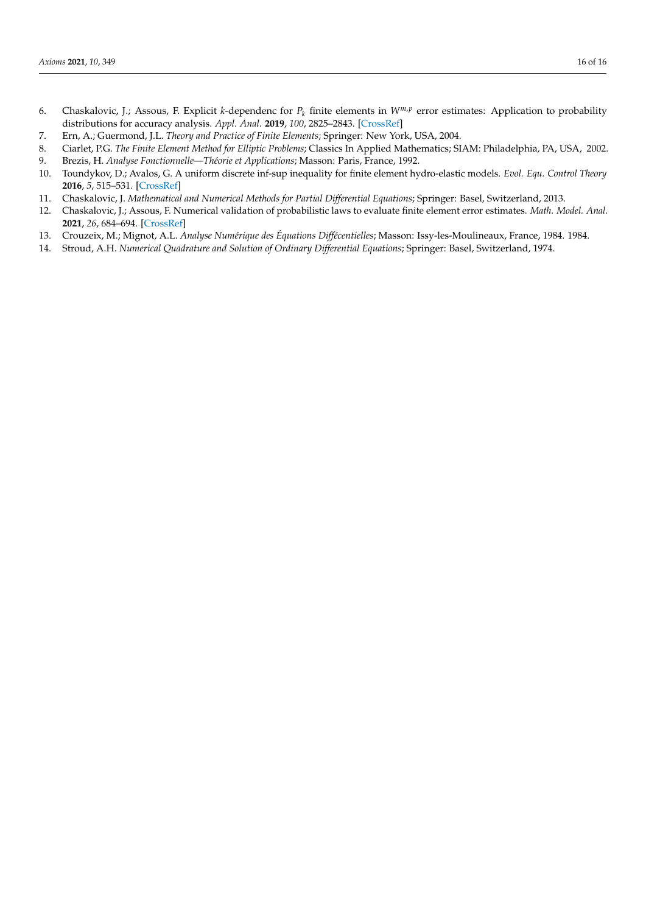6. Chaskalovic, J.; Assous, F. Explicit $k$-dependenc for $P_k$ finite elements in $W^{m,p}$ error estimates: Application to probability distributions for accuracy analysis. *Appl. Anal.* **2019**, *100*, 2825–2843. [CrossRef]
7. Ern, A.; Guermond, J.L. *Theory and Practice of Finite Elements*; Springer: New York, USA, 2004.
8. Ciarlet, P.G. *The Finite Element Method for Elliptic Problems*; Classics In Applied Mathematics; SIAM: Philadelphia, PA, USA, 2002.
9. Brezis, H. *Analyse Fonctionnelle—Théorie et Applications*; Masson: Paris, France, 1992.
10. Toundykov, D.; Avalos, G. A uniform discrete inf-sup inequality for finite element hydro-elastic models. *Evol. Equ. Control Theory* **2016**, *5*, 515–531. [CrossRef]
11. Chaskalovic, J. *Mathematical and Numerical Methods for Partial Differential Equations*; Springer: Basel, Switzerland, 2013.
12. Chaskalovic, J.; Assous, F. Numerical validation of probabilistic laws to evaluate finite element error estimates. *Math. Model. Anal.* **2021**, *26*, 684–694. [CrossRef]
13. Crouzeix, M.; Mignot, A.L. *Analyse Numérique des Équations Diffécentielles*; Masson: Issy-les-Moulineaux, France, 1984. 1984.
14. Stroud, A.H. *Numerical Quadrature and Solution of Ordinary Differential Equations*; Springer: Basel, Switzerland, 1974.